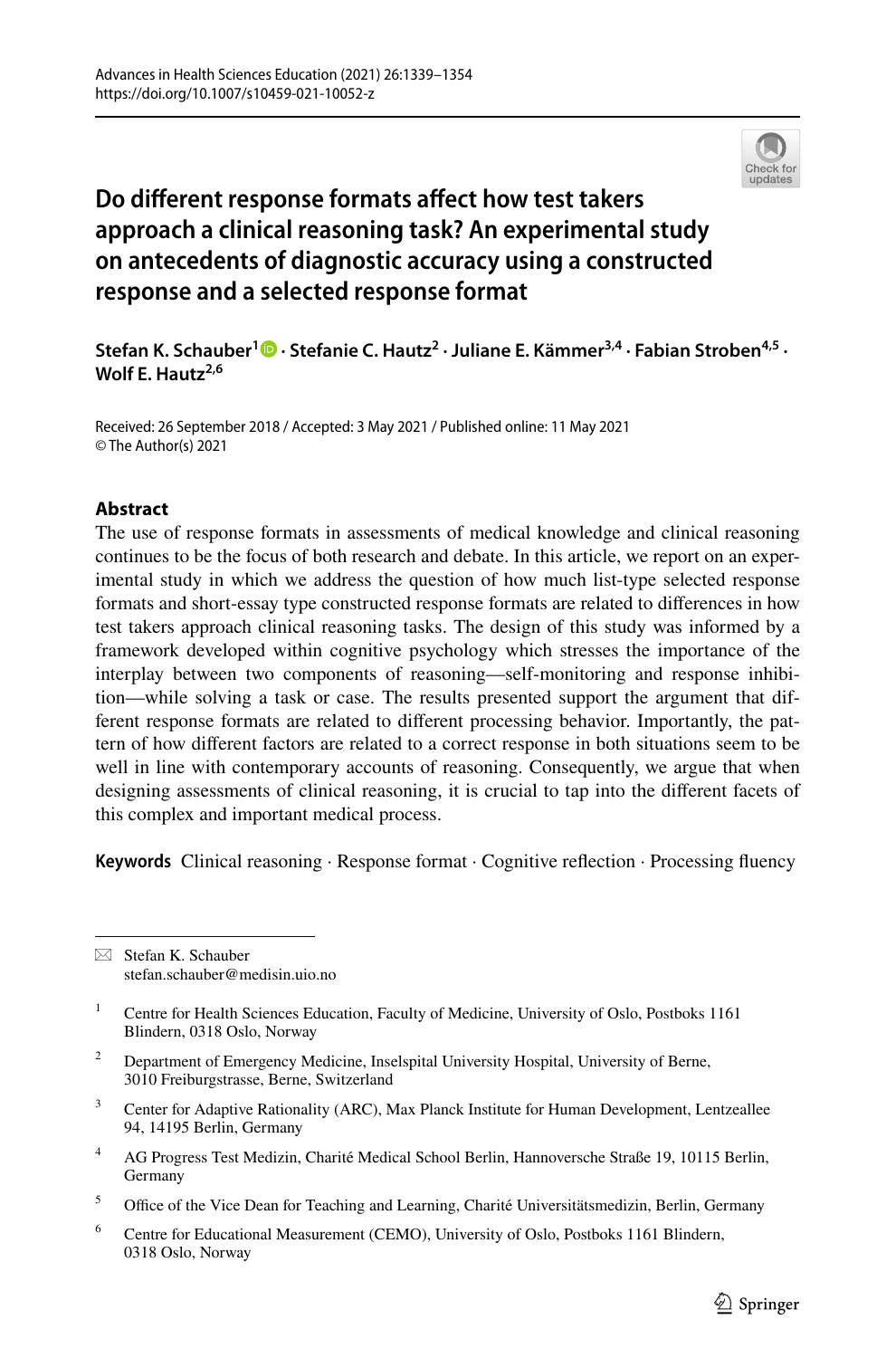# Do different response formats affect how test takers approach a clinical reasoning task? An experimental study on antecedents of diagnostic accuracy using a constructed response and a selected response format

**Stefan K. Schauber[1] · Stefanie C. Hautz[2] · Juliane E. Kämmer[3,4] · Fabian Stroben[4,5] · Wolf E. Hautz[2,6]**

Received: 26 September 2018 / Accepted: 3 May 2021 / Published online: 11 May 2021
© The Author(s) 2021

## Abstract

The use of response formats in assessments of medical knowledge and clinical reasoning continues to be the focus of both research and debate. In this article, we report on an experimental study in which we address the question of how much list-type selected response formats and short-essay type constructed response formats are related to differences in how test takers approach clinical reasoning tasks. The design of this study was informed by a framework developed within cognitive psychology which stresses the importance of the interplay between two components of reasoning—self-monitoring and response inhibition—while solving a task or case. The results presented support the argument that different response formats are related to different processing behavior. Importantly, the pattern of how different factors are related to a correct response in both situations seem to be well in line with contemporary accounts of reasoning. Consequently, we argue that when designing assessments of clinical reasoning, it is crucial to tap into the different facets of this complex and important medical process.

**Keywords** Clinical reasoning · Response format · Cognitive reflection · Processing fluency

---

✉ Stefan K. Schauber
stefan.schauber@medisin.uio.no

[1] Centre for Health Sciences Education, Faculty of Medicine, University of Oslo, Postboks 1161 Blindern, 0318 Oslo, Norway

[2] Department of Emergency Medicine, Inselspital University Hospital, University of Berne, 3010 Freiburgstrasse, Berne, Switzerland

[3] Center for Adaptive Rationality (ARC), Max Planck Institute for Human Development, Lentzeallee 94, 14195 Berlin, Germany

[4] AG Progress Test Medizin, Charité Medical School Berlin, Hannoversche Straße 19, 10115 Berlin, Germany

[5] Office of the Vice Dean for Teaching and Learning, Charité Universitätsmedizin, Berlin, Germany

[6] Centre for Educational Measurement (CEMO), University of Oslo, Postboks 1161 Blindern, 0318 Oslo, Norway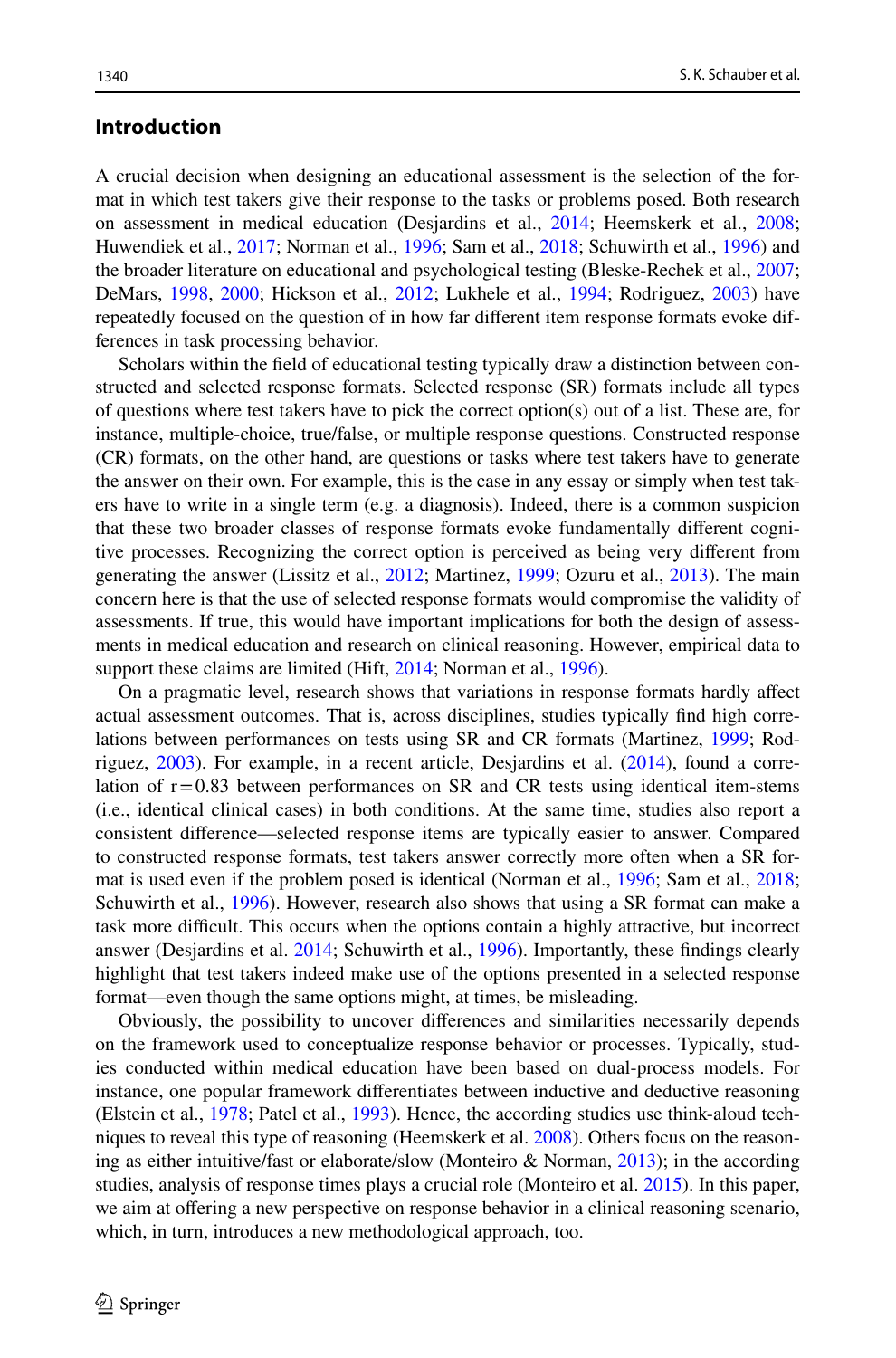## Introduction

A crucial decision when designing an educational assessment is the selection of the format in which test takers give their response to the tasks or problems posed. Both research on assessment in medical education (Desjardins et al., 2014; Heemskerk et al., 2008; Huwendiek et al., 2017; Norman et al., 1996; Sam et al., 2018; Schuwirth et al., 1996) and the broader literature on educational and psychological testing (Bleske-Rechek et al., 2007; DeMars, 1998, 2000; Hickson et al., 2012; Lukhele et al., 1994; Rodriguez, 2003) have repeatedly focused on the question of in how far different item response formats evoke differences in task processing behavior.

Scholars within the field of educational testing typically draw a distinction between constructed and selected response formats. Selected response (SR) formats include all types of questions where test takers have to pick the correct option(s) out of a list. These are, for instance, multiple-choice, true/false, or multiple response questions. Constructed response (CR) formats, on the other hand, are questions or tasks where test takers have to generate the answer on their own. For example, this is the case in any essay or simply when test takers have to write in a single term (e.g. a diagnosis). Indeed, there is a common suspicion that these two broader classes of response formats evoke fundamentally different cognitive processes. Recognizing the correct option is perceived as being very different from generating the answer (Lissitz et al., 2012; Martinez, 1999; Ozuru et al., 2013). The main concern here is that the use of selected response formats would compromise the validity of assessments. If true, this would have important implications for both the design of assessments in medical education and research on clinical reasoning. However, empirical data to support these claims are limited (Hift, 2014; Norman et al., 1996).

On a pragmatic level, research shows that variations in response formats hardly affect actual assessment outcomes. That is, across disciplines, studies typically find high correlations between performances on tests using SR and CR formats (Martinez, 1999; Rodriguez, 2003). For example, in a recent article, Desjardins et al. (2014), found a correlation of r = 0.83 between performances on SR and CR tests using identical item-stems (i.e., identical clinical cases) in both conditions. At the same time, studies also report a consistent difference—selected response items are typically easier to answer. Compared to constructed response formats, test takers answer correctly more often when a SR format is used even if the problem posed is identical (Norman et al., 1996; Sam et al., 2018; Schuwirth et al., 1996). However, research also shows that using a SR format can make a task more difficult. This occurs when the options contain a highly attractive, but incorrect answer (Desjardins et al. 2014; Schuwirth et al., 1996). Importantly, these findings clearly highlight that test takers indeed make use of the options presented in a selected response format—even though the same options might, at times, be misleading.

Obviously, the possibility to uncover differences and similarities necessarily depends on the framework used to conceptualize response behavior or processes. Typically, studies conducted within medical education have been based on dual-process models. For instance, one popular framework differentiates between inductive and deductive reasoning (Elstein et al., 1978; Patel et al., 1993). Hence, the according studies use think-aloud techniques to reveal this type of reasoning (Heemskerk et al. 2008). Others focus on the reasoning as either intuitive/fast or elaborate/slow (Monteiro & Norman, 2013); in the according studies, analysis of response times plays a crucial role (Monteiro et al. 2015). In this paper, we aim at offering a new perspective on response behavior in a clinical reasoning scenario, which, in turn, introduces a new methodological approach, too.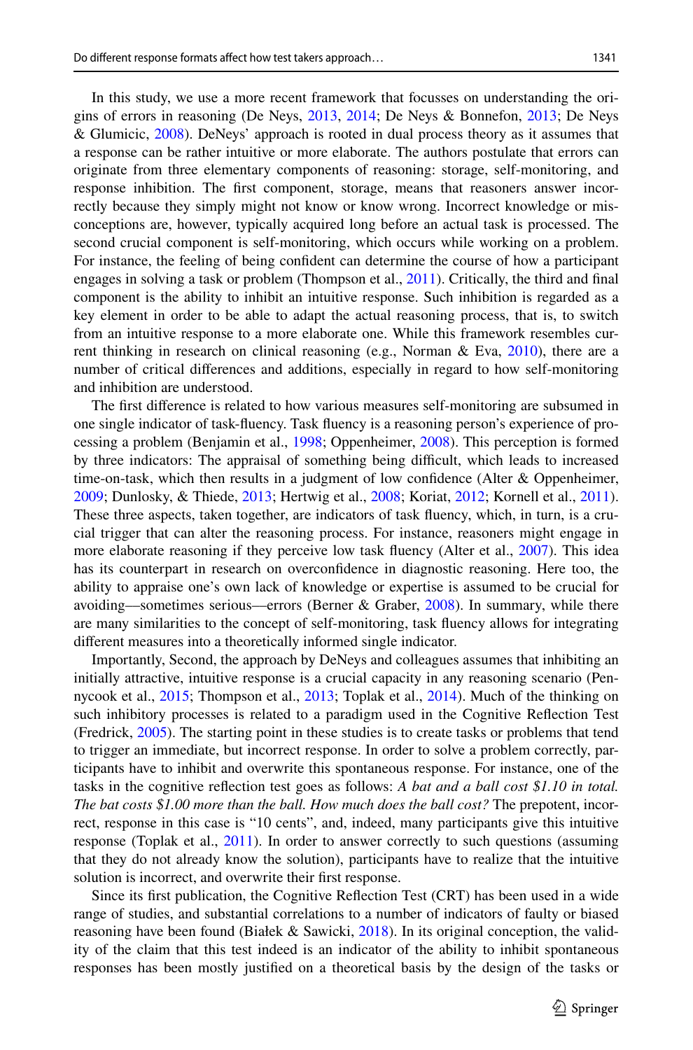In this study, we use a more recent framework that focusses on understanding the origins of errors in reasoning (De Neys, 2013, 2014; De Neys & Bonnefon, 2013; De Neys & Glumicic, 2008). DeNeys' approach is rooted in dual process theory as it assumes that a response can be rather intuitive or more elaborate. The authors postulate that errors can originate from three elementary components of reasoning: storage, self-monitoring, and response inhibition. The first component, storage, means that reasoners answer incorrectly because they simply might not know or know wrong. Incorrect knowledge or misconceptions are, however, typically acquired long before an actual task is processed. The second crucial component is self-monitoring, which occurs while working on a problem. For instance, the feeling of being confident can determine the course of how a participant engages in solving a task or problem (Thompson et al., 2011). Critically, the third and final component is the ability to inhibit an intuitive response. Such inhibition is regarded as a key element in order to be able to adapt the actual reasoning process, that is, to switch from an intuitive response to a more elaborate one. While this framework resembles current thinking in research on clinical reasoning (e.g., Norman & Eva, 2010), there are a number of critical differences and additions, especially in regard to how self-monitoring and inhibition are understood.

The first difference is related to how various measures self-monitoring are subsumed in one single indicator of task-fluency. Task fluency is a reasoning person's experience of processing a problem (Benjamin et al., 1998; Oppenheimer, 2008). This perception is formed by three indicators: The appraisal of something being difficult, which leads to increased time-on-task, which then results in a judgment of low confidence (Alter & Oppenheimer, 2009; Dunlosky, & Thiede, 2013; Hertwig et al., 2008; Koriat, 2012; Kornell et al., 2011). These three aspects, taken together, are indicators of task fluency, which, in turn, is a crucial trigger that can alter the reasoning process. For instance, reasoners might engage in more elaborate reasoning if they perceive low task fluency (Alter et al., 2007). This idea has its counterpart in research on overconfidence in diagnostic reasoning. Here too, the ability to appraise one's own lack of knowledge or expertise is assumed to be crucial for avoiding—sometimes serious—errors (Berner & Graber, 2008). In summary, while there are many similarities to the concept of self-monitoring, task fluency allows for integrating different measures into a theoretically informed single indicator.

Importantly, Second, the approach by DeNeys and colleagues assumes that inhibiting an initially attractive, intuitive response is a crucial capacity in any reasoning scenario (Pennycook et al., 2015; Thompson et al., 2013; Toplak et al., 2014). Much of the thinking on such inhibitory processes is related to a paradigm used in the Cognitive Reflection Test (Fredrick, 2005). The starting point in these studies is to create tasks or problems that tend to trigger an immediate, but incorrect response. In order to solve a problem correctly, participants have to inhibit and overwrite this spontaneous response. For instance, one of the tasks in the cognitive reflection test goes as follows: *A bat and a ball cost $1.10 in total. The bat costs $1.00 more than the ball. How much does the ball cost?* The prepotent, incorrect, response in this case is "10 cents", and, indeed, many participants give this intuitive response (Toplak et al., 2011). In order to answer correctly to such questions (assuming that they do not already know the solution), participants have to realize that the intuitive solution is incorrect, and overwrite their first response.

Since its first publication, the Cognitive Reflection Test (CRT) has been used in a wide range of studies, and substantial correlations to a number of indicators of faulty or biased reasoning have been found (Białek & Sawicki, 2018). In its original conception, the validity of the claim that this test indeed is an indicator of the ability to inhibit spontaneous responses has been mostly justified on a theoretical basis by the design of the tasks or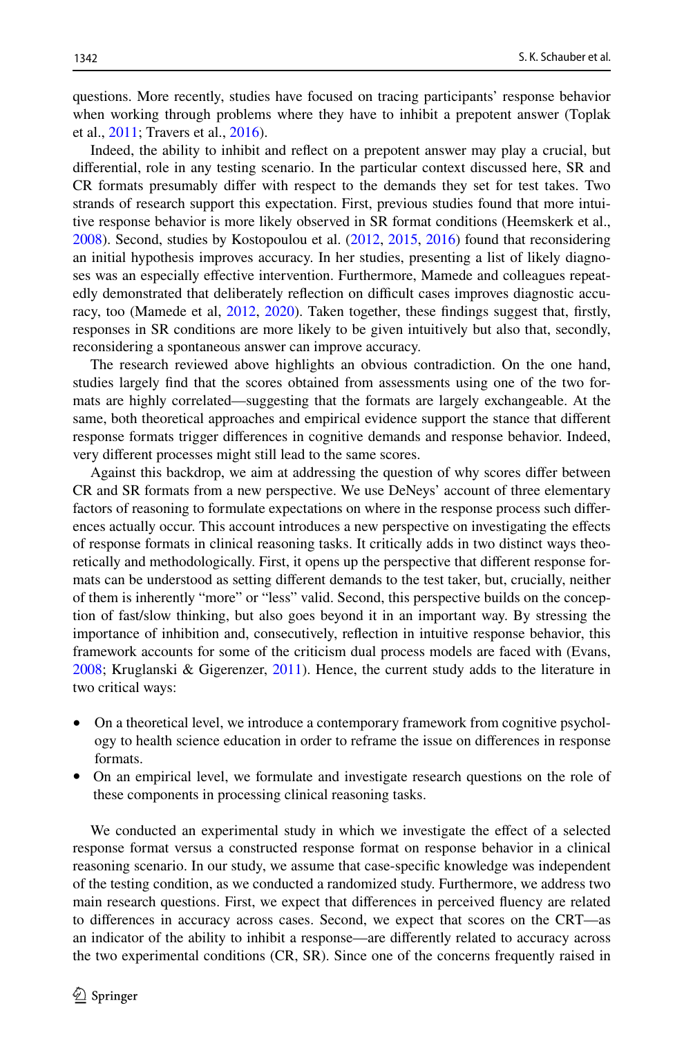questions. More recently, studies have focused on tracing participants' response behavior when working through problems where they have to inhibit a prepotent answer (Toplak et al., 2011; Travers et al., 2016).

Indeed, the ability to inhibit and reflect on a prepotent answer may play a crucial, but differential, role in any testing scenario. In the particular context discussed here, SR and CR formats presumably differ with respect to the demands they set for test takes. Two strands of research support this expectation. First, previous studies found that more intuitive response behavior is more likely observed in SR format conditions (Heemskerk et al., 2008). Second, studies by Kostopoulou et al. (2012, 2015, 2016) found that reconsidering an initial hypothesis improves accuracy. In her studies, presenting a list of likely diagnoses was an especially effective intervention. Furthermore, Mamede and colleagues repeatedly demonstrated that deliberately reflection on difficult cases improves diagnostic accuracy, too (Mamede et al, 2012, 2020). Taken together, these findings suggest that, firstly, responses in SR conditions are more likely to be given intuitively but also that, secondly, reconsidering a spontaneous answer can improve accuracy.

The research reviewed above highlights an obvious contradiction. On the one hand, studies largely find that the scores obtained from assessments using one of the two formats are highly correlated—suggesting that the formats are largely exchangeable. At the same, both theoretical approaches and empirical evidence support the stance that different response formats trigger differences in cognitive demands and response behavior. Indeed, very different processes might still lead to the same scores.

Against this backdrop, we aim at addressing the question of why scores differ between CR and SR formats from a new perspective. We use DeNeys' account of three elementary factors of reasoning to formulate expectations on where in the response process such differences actually occur. This account introduces a new perspective on investigating the effects of response formats in clinical reasoning tasks. It critically adds in two distinct ways theoretically and methodologically. First, it opens up the perspective that different response formats can be understood as setting different demands to the test taker, but, crucially, neither of them is inherently "more" or "less" valid. Second, this perspective builds on the conception of fast/slow thinking, but also goes beyond it in an important way. By stressing the importance of inhibition and, consecutively, reflection in intuitive response behavior, this framework accounts for some of the criticism dual process models are faced with (Evans, 2008; Kruglanski & Gigerenzer, 2011). Hence, the current study adds to the literature in two critical ways:

- On a theoretical level, we introduce a contemporary framework from cognitive psychology to health science education in order to reframe the issue on differences in response formats.
- On an empirical level, we formulate and investigate research questions on the role of these components in processing clinical reasoning tasks.

We conducted an experimental study in which we investigate the effect of a selected response format versus a constructed response format on response behavior in a clinical reasoning scenario. In our study, we assume that case-specific knowledge was independent of the testing condition, as we conducted a randomized study. Furthermore, we address two main research questions. First, we expect that differences in perceived fluency are related to differences in accuracy across cases. Second, we expect that scores on the CRT—as an indicator of the ability to inhibit a response—are differently related to accuracy across the two experimental conditions (CR, SR). Since one of the concerns frequently raised in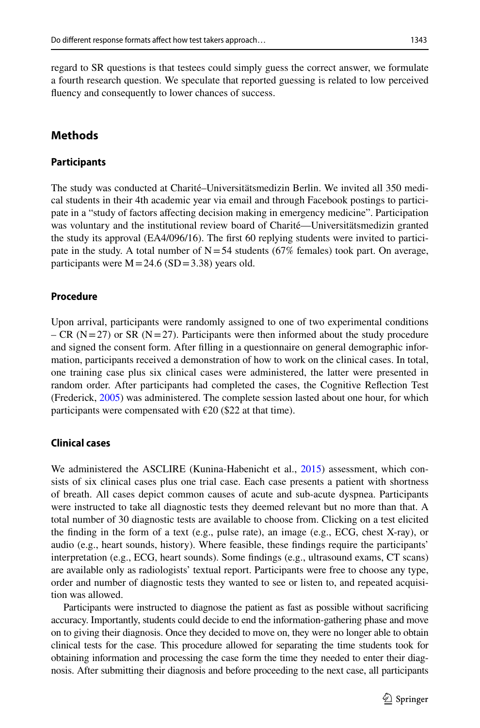regard to SR questions is that testees could simply guess the correct answer, we formulate a fourth research question. We speculate that reported guessing is related to low perceived fluency and consequently to lower chances of success.

## Methods

### Participants

The study was conducted at Charité–Universitätsmedizin Berlin. We invited all 350 medical students in their 4th academic year via email and through Facebook postings to participate in a "study of factors affecting decision making in emergency medicine". Participation was voluntary and the institutional review board of Charité—Universitätsmedizin granted the study its approval (EA4/096/16). The first 60 replying students were invited to participate in the study. A total number of N = 54 students (67% females) took part. On average, participants were M = 24.6 (SD = 3.38) years old.

### Procedure

Upon arrival, participants were randomly assigned to one of two experimental conditions – CR (N = 27) or SR (N = 27). Participants were then informed about the study procedure and signed the consent form. After filling in a questionnaire on general demographic information, participants received a demonstration of how to work on the clinical cases. In total, one training case plus six clinical cases were administered, the latter were presented in random order. After participants had completed the cases, the Cognitive Reflection Test (Frederick, 2005) was administered. The complete session lasted about one hour, for which participants were compensated with €20 ($22 at that time).

### Clinical cases

We administered the ASCLIRE (Kunina-Habenicht et al., 2015) assessment, which consists of six clinical cases plus one trial case. Each case presents a patient with shortness of breath. All cases depict common causes of acute and sub-acute dyspnea. Participants were instructed to take all diagnostic tests they deemed relevant but no more than that. A total number of 30 diagnostic tests are available to choose from. Clicking on a test elicited the finding in the form of a text (e.g., pulse rate), an image (e.g., ECG, chest X-ray), or audio (e.g., heart sounds, history). Where feasible, these findings require the participants' interpretation (e.g., ECG, heart sounds). Some findings (e.g., ultrasound exams, CT scans) are available only as radiologists' textual report. Participants were free to choose any type, order and number of diagnostic tests they wanted to see or listen to, and repeated acquisition was allowed.

Participants were instructed to diagnose the patient as fast as possible without sacrificing accuracy. Importantly, students could decide to end the information-gathering phase and move on to giving their diagnosis. Once they decided to move on, they were no longer able to obtain clinical tests for the case. This procedure allowed for separating the time students took for obtaining information and processing the case form the time they needed to enter their diagnosis. After submitting their diagnosis and before proceeding to the next case, all participants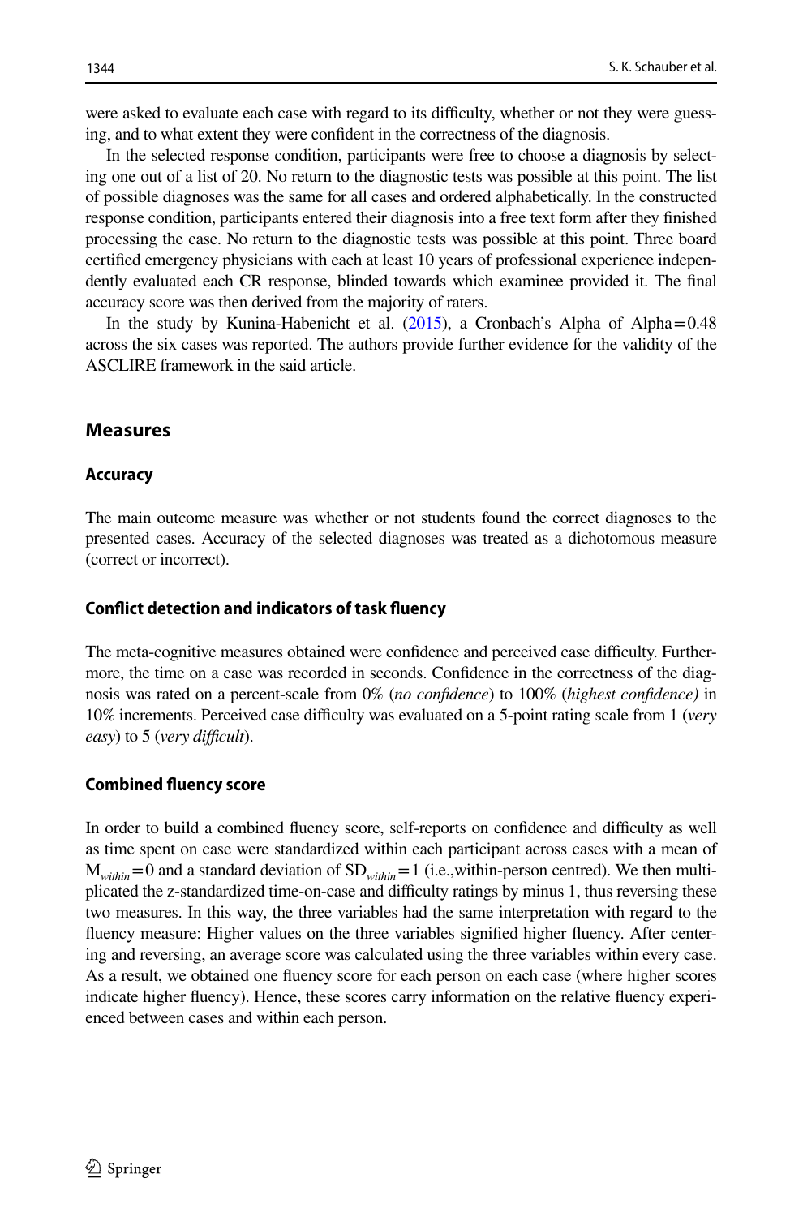were asked to evaluate each case with regard to its difficulty, whether or not they were guessing, and to what extent they were confident in the correctness of the diagnosis.

In the selected response condition, participants were free to choose a diagnosis by selecting one out of a list of 20. No return to the diagnostic tests was possible at this point. The list of possible diagnoses was the same for all cases and ordered alphabetically. In the constructed response condition, participants entered their diagnosis into a free text form after they finished processing the case. No return to the diagnostic tests was possible at this point. Three board certified emergency physicians with each at least 10 years of professional experience independently evaluated each CR response, blinded towards which examinee provided it. The final accuracy score was then derived from the majority of raters.

In the study by Kunina-Habenicht et al. (2015), a Cronbach's Alpha of Alpha = 0.48 across the six cases was reported. The authors provide further evidence for the validity of the ASCLIRE framework in the said article.

## Measures

### Accuracy

The main outcome measure was whether or not students found the correct diagnoses to the presented cases. Accuracy of the selected diagnoses was treated as a dichotomous measure (correct or incorrect).

### Conflict detection and indicators of task fluency

The meta-cognitive measures obtained were confidence and perceived case difficulty. Furthermore, the time on a case was recorded in seconds. Confidence in the correctness of the diagnosis was rated on a percent-scale from 0% (*no confidence*) to 100% (*highest confidence)* in 10% increments. Perceived case difficulty was evaluated on a 5-point rating scale from 1 (*very easy*) to 5 (*very difficult*).

### Combined fluency score

In order to build a combined fluency score, self-reports on confidence and difficulty as well as time spent on case were standardized within each participant across cases with a mean of $M_{within} = 0$ and a standard deviation of $SD_{within} = 1$ (i.e.,within-person centred). We then multiplicated the z-standardized time-on-case and difficulty ratings by minus 1, thus reversing these two measures. In this way, the three variables had the same interpretation with regard to the fluency measure: Higher values on the three variables signified higher fluency. After centering and reversing, an average score was calculated using the three variables within every case. As a result, we obtained one fluency score for each person on each case (where higher scores indicate higher fluency). Hence, these scores carry information on the relative fluency experienced between cases and within each person.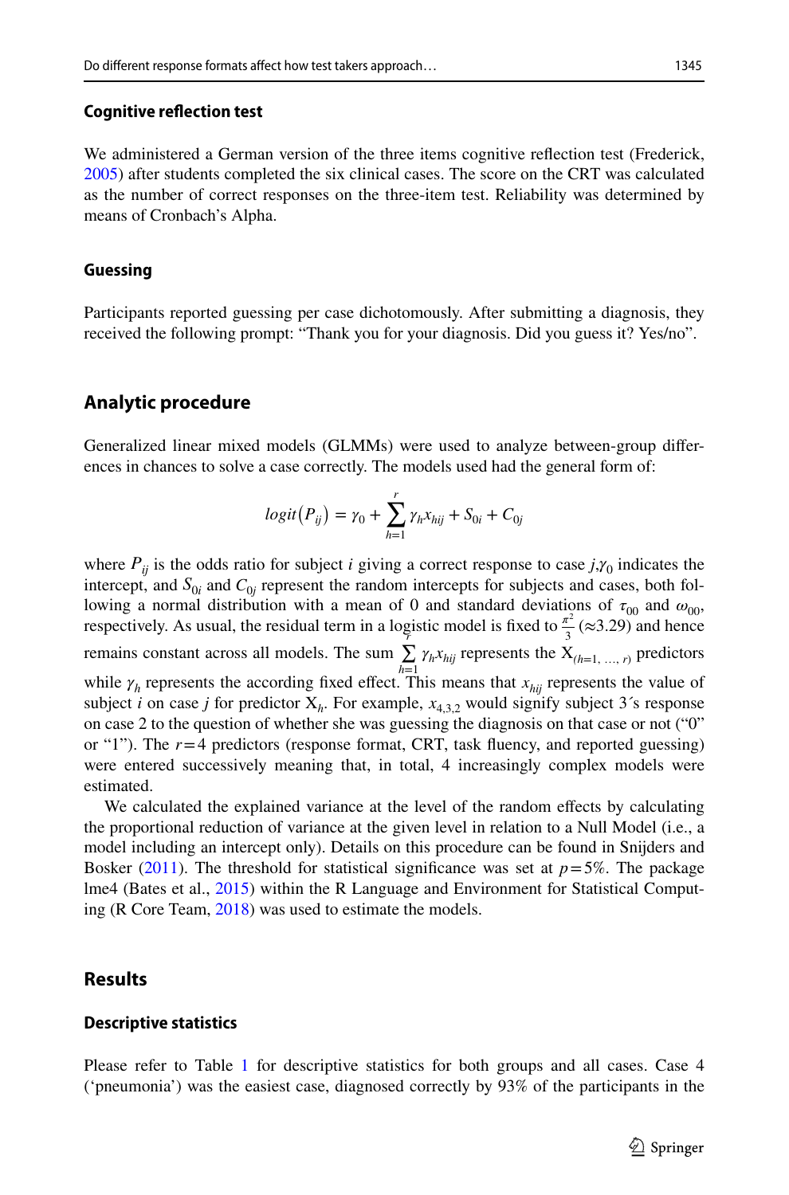### Cognitive reflection test

We administered a German version of the three items cognitive reflection test (Frederick, 2005) after students completed the six clinical cases. The score on the CRT was calculated as the number of correct responses on the three-item test. Reliability was determined by means of Cronbach's Alpha.

### Guessing

Participants reported guessing per case dichotomously. After submitting a diagnosis, they received the following prompt: "Thank you for your diagnosis. Did you guess it? Yes/no".

## Analytic procedure

Generalized linear mixed models (GLMMs) were used to analyze between-group differences in chances to solve a case correctly. The models used had the general form of:

$$logit(P_{ij}) = \gamma_0 + \sum_{h=1}^{r} \gamma_h x_{hij} + S_{0i} + C_{0j}$$

where $P_{ij}$ is the odds ratio for subject $i$ giving a correct response to case $j$,$\gamma_0$ indicates the intercept, and $S_{0i}$ and $C_{0j}$ represent the random intercepts for subjects and cases, both following a normal distribution with a mean of 0 and standard deviations of $\tau_{00}$ and $\omega_{00}$, respectively. As usual, the residual term in a logistic model is fixed to $\frac{\pi^2}{3}$ ($\approx$3.29) and hence remains constant across all models. The sum $\sum_{h=1}^{r} \gamma_h x_{hij}$ represents the $X_{(h=1,\ldots,r)}$ predictors while $\gamma_h$ represents the according fixed effect. This means that $x_{hij}$ represents the value of subject $i$ on case $j$ for predictor $X_h$. For example, $x_{4,3,2}$ would signify subject 3´s response on case 2 to the question of whether she was guessing the diagnosis on that case or not ("0" or "1"). The $r=4$ predictors (response format, CRT, task fluency, and reported guessing) were entered successively meaning that, in total, 4 increasingly complex models were estimated.

We calculated the explained variance at the level of the random effects by calculating the proportional reduction of variance at the given level in relation to a Null Model (i.e., a model including an intercept only). Details on this procedure can be found in Snijders and Bosker (2011). The threshold for statistical significance was set at $p=5\%$. The package lme4 (Bates et al., 2015) within the R Language and Environment for Statistical Computing (R Core Team, 2018) was used to estimate the models.

## Results

### Descriptive statistics

Please refer to Table 1 for descriptive statistics for both groups and all cases. Case 4 ('pneumonia') was the easiest case, diagnosed correctly by 93% of the participants in the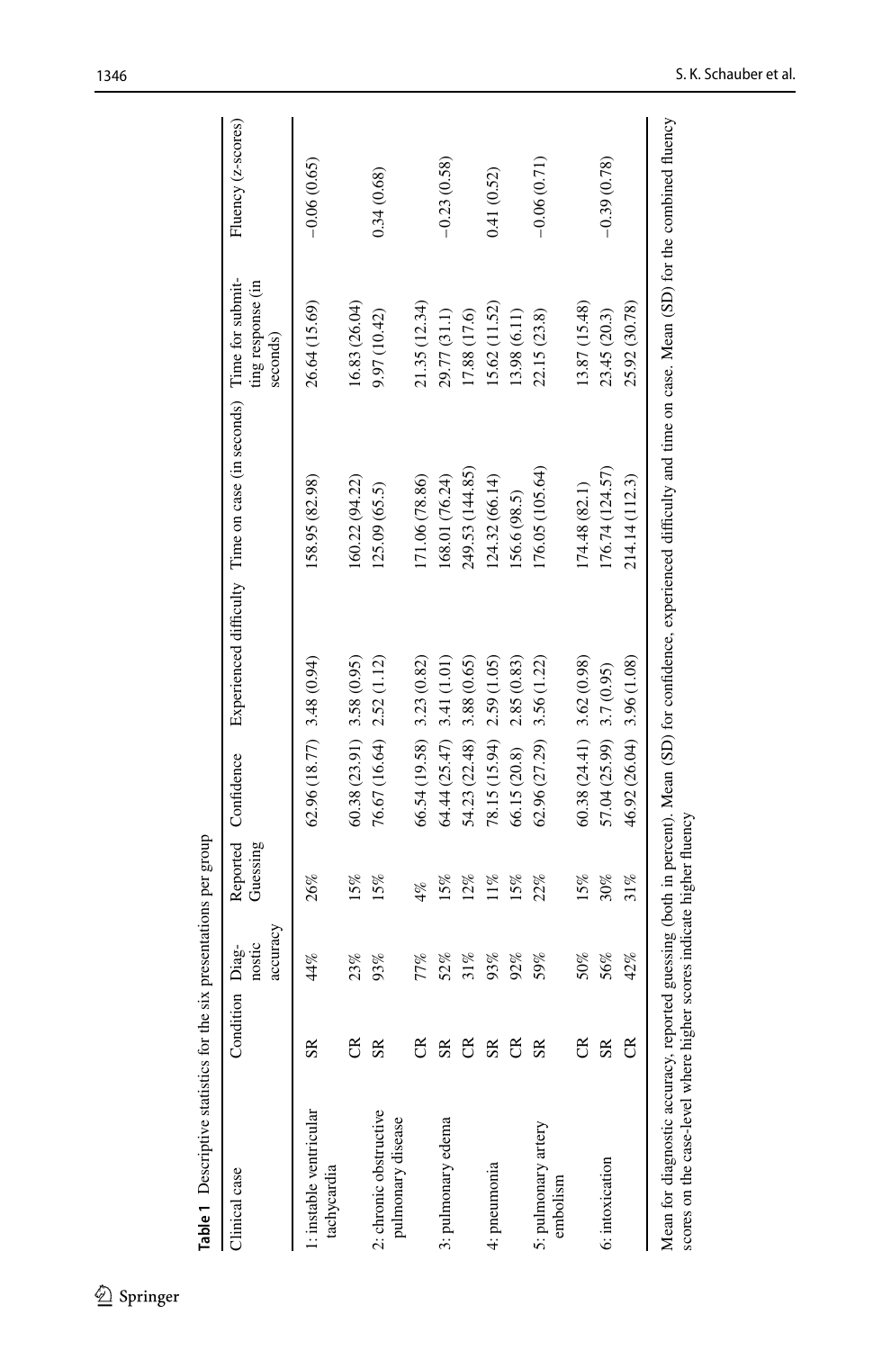**Table 1** Descriptive statistics for the six presentations per group

| Clinical case | Condition | Diagnostic accuracy | Reported Guessing | Confidence | Experienced difficulty | Time on case (in seconds) | Time for submitting response (in seconds) | Fluency (z-scores) |
|---|---|---|---|---|---|---|---|---|
| 1: instable ventricular tachycardia | SR | 44% | 26% | 62.96 (18.77) | 3.48 (0.94) | 158.95 (82.98) | 26.64 (15.69) | −0.06 (0.65) |
| | CR | 23% | 15% | 60.38 (23.91) | 3.58 (0.95) | 160.22 (94.22) | 16.83 (26.04) | |
| 2: chronic obstructive pulmonary disease | SR | 93% | 15% | 76.67 (16.64) | 2.52 (1.12) | 125.09 (65.5) | 9.97 (10.42) | 0.34 (0.68) |
| | CR | 77% | 4% | 66.54 (19.58) | 3.23 (0.82) | 171.06 (78.86) | 21.35 (12.34) | |
| 3: pulmonary edema | SR | 52% | 15% | 64.44 (25.47) | 3.41 (1.01) | 168.01 (76.24) | 29.77 (31.1) | −0.23 (0.58) |
| | CR | 31% | 12% | 54.23 (22.48) | 3.88 (0.65) | 249.53 (144.85) | 17.88 (17.6) | |
| 4: pneumonia | SR | 93% | 11% | 78.15 (15.94) | 2.59 (1.05) | 124.32 (66.14) | 15.62 (11.52) | 0.41 (0.52) |
| | CR | 92% | 15% | 66.15 (20.8) | 2.85 (0.83) | 156.6 (98.5) | 13.98 (6.11) | |
| 5: pulmonary artery embolism | SR | 59% | 22% | 62.96 (27.29) | 3.56 (1.22) | 176.05 (105.64) | 22.15 (23.8) | −0.06 (0.71) |
| | CR | 50% | 15% | 60.38 (24.41) | 3.62 (0.98) | 174.48 (82.1) | 13.87 (15.48) | |
| 6: intoxication | SR | 56% | 30% | 57.04 (25.99) | 3.7 (0.95) | 176.74 (124.57) | 23.45 (20.3) | −0.39 (0.78) |
| | CR | 42% | 31% | 46.92 (26.04) | 3.96 (1.08) | 214.14 (112.3) | 25.92 (30.78) | |

Mean for diagnostic accuracy, reported guessing (both in percent). Mean (SD) for confidence, experienced difficulty and time on case. Mean (SD) for the combined fluency scores on the case-level where higher scores indicate higher fluency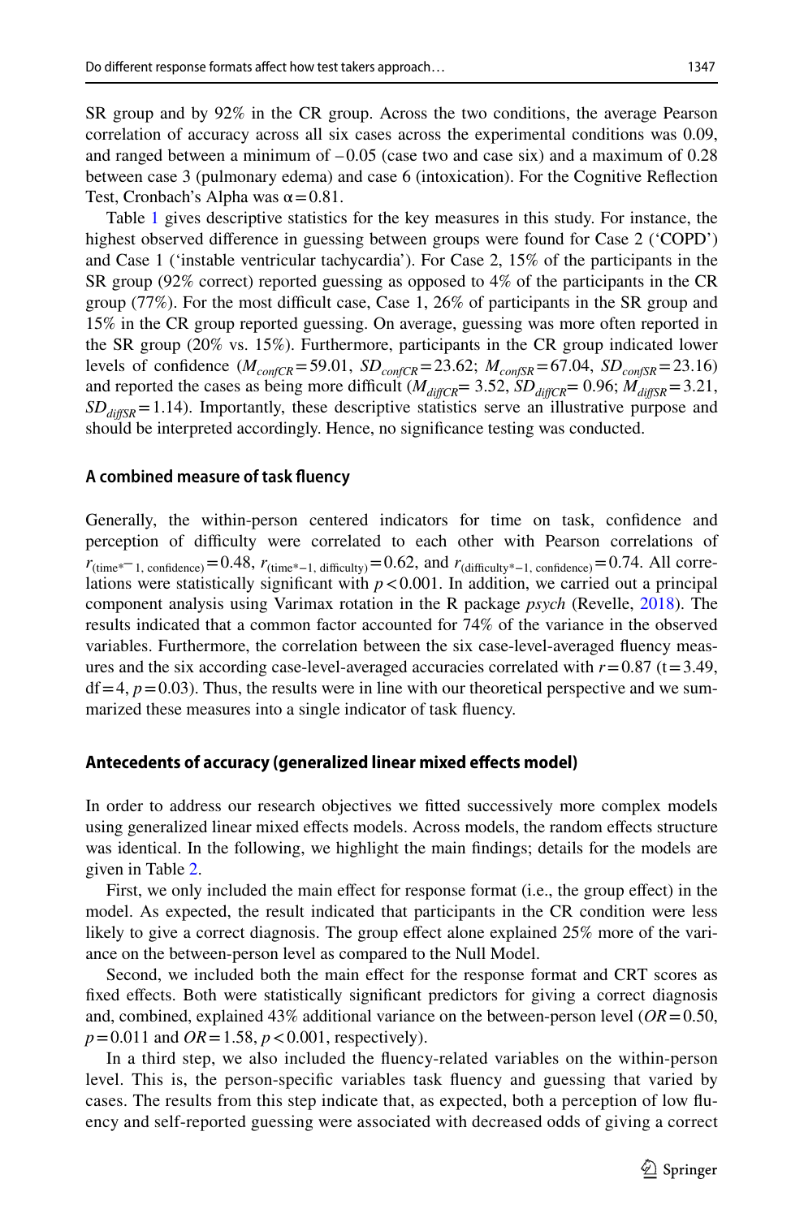SR group and by 92% in the CR group. Across the two conditions, the average Pearson correlation of accuracy across all six cases across the experimental conditions was 0.09, and ranged between a minimum of –0.05 (case two and case six) and a maximum of 0.28 between case 3 (pulmonary edema) and case 6 (intoxication). For the Cognitive Reflection Test, Cronbach's Alpha was $\alpha = 0.81$.

Table 1 gives descriptive statistics for the key measures in this study. For instance, the highest observed difference in guessing between groups were found for Case 2 ('COPD') and Case 1 ('instable ventricular tachycardia'). For Case 2, 15% of the participants in the SR group (92% correct) reported guessing as opposed to 4% of the participants in the CR group (77%). For the most difficult case, Case 1, 26% of participants in the SR group and 15% in the CR group reported guessing. On average, guessing was more often reported in the SR group (20% vs. 15%). Furthermore, participants in the CR group indicated lower levels of confidence ($M_{confCR} = 59.01$, $SD_{confCR} = 23.62$; $M_{confSR} = 67.04$, $SD_{confSR} = 23.16$) and reported the cases as being more difficult ($M_{diffCR} = 3.52$, $SD_{diffCR} = 0.96$; $M_{diffSR} = 3.21$, $SD_{diffSR} = 1.14$). Importantly, these descriptive statistics serve an illustrative purpose and should be interpreted accordingly. Hence, no significance testing was conducted.

### A combined measure of task fluency

Generally, the within-person centered indicators for time on task, confidence and perception of difficulty were correlated to each other with Pearson correlations of $r_{(\text{time}*-1,\ \text{confidence})} = 0.48$, $r_{(\text{time}*-1,\ \text{difficulty})} = 0.62$, and $r_{(\text{difficulty}*-1,\ \text{confidence})} = 0.74$. All correlations were statistically significant with $p < 0.001$. In addition, we carried out a principal component analysis using Varimax rotation in the R package *psych* (Revelle, 2018). The results indicated that a common factor accounted for 74% of the variance in the observed variables. Furthermore, the correlation between the six case-level-averaged fluency measures and the six according case-level-averaged accuracies correlated with $r = 0.87$ ($t = 3.49$, $df = 4$, $p = 0.03$). Thus, the results were in line with our theoretical perspective and we summarized these measures into a single indicator of task fluency.

### Antecedents of accuracy (generalized linear mixed effects model)

In order to address our research objectives we fitted successively more complex models using generalized linear mixed effects models. Across models, the random effects structure was identical. In the following, we highlight the main findings; details for the models are given in Table 2.

First, we only included the main effect for response format (i.e., the group effect) in the model. As expected, the result indicated that participants in the CR condition were less likely to give a correct diagnosis. The group effect alone explained 25% more of the variance on the between-person level as compared to the Null Model.

Second, we included both the main effect for the response format and CRT scores as fixed effects. Both were statistically significant predictors for giving a correct diagnosis and, combined, explained 43% additional variance on the between-person level ($OR = 0.50$, $p = 0.011$ and $OR = 1.58$, $p < 0.001$, respectively).

In a third step, we also included the fluency-related variables on the within-person level. This is, the person-specific variables task fluency and guessing that varied by cases. The results from this step indicate that, as expected, both a perception of low fluency and self-reported guessing were associated with decreased odds of giving a correct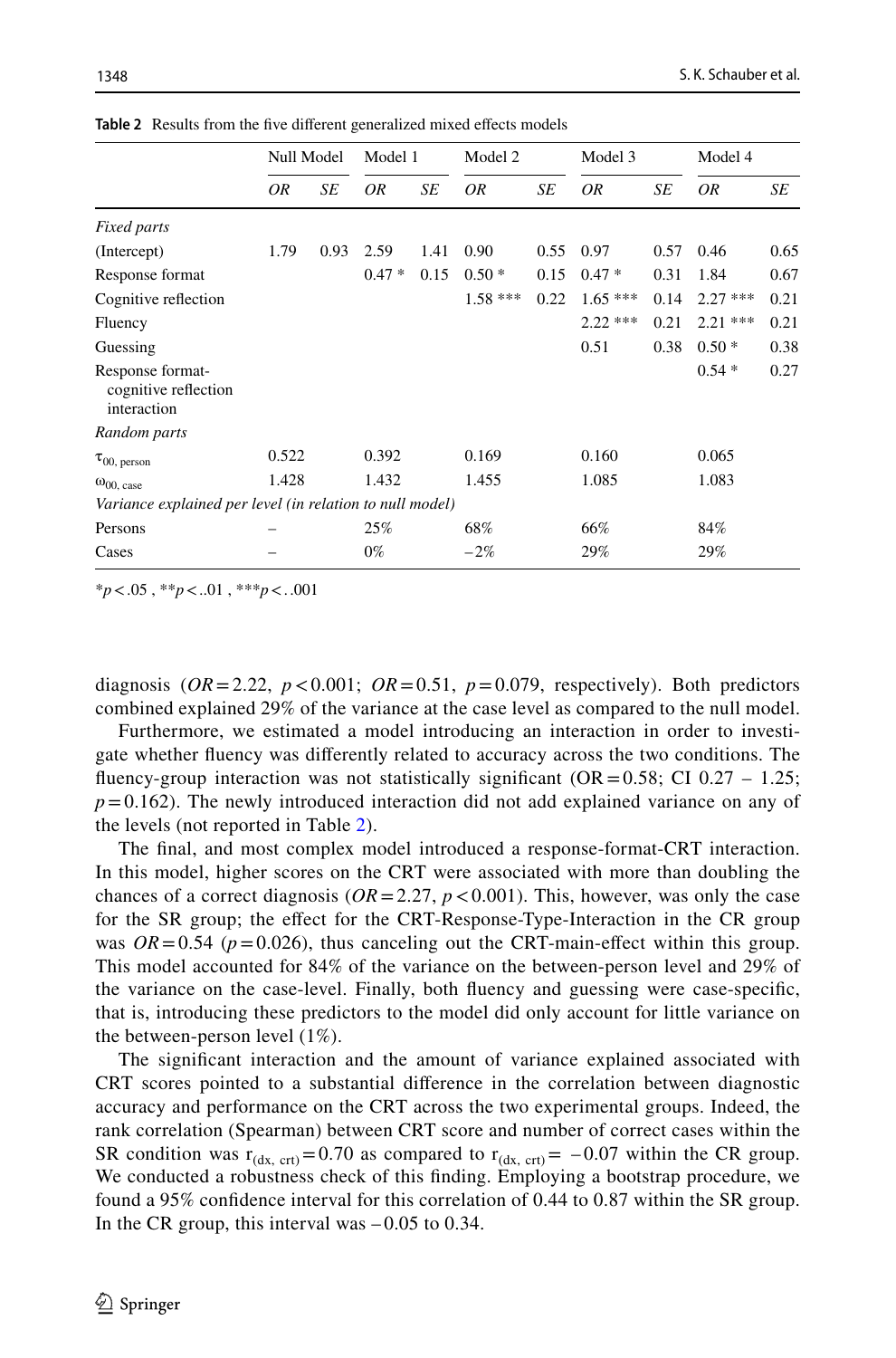**Table 2** Results from the five different generalized mixed effects models

| | Null Model | | Model 1 | | Model 2 | | Model 3 | | Model 4 | |
|---|---|---|---|---|---|---|---|---|---|---|
| | *OR* | *SE* | *OR* | *SE* | *OR* | *SE* | *OR* | *SE* | *OR* | *SE* |
| *Fixed parts* | | | | | | | | | | |
| (Intercept) | 1.79 | 0.93 | 2.59 | 1.41 | 0.90 | 0.55 | 0.97 | 0.57 | 0.46 | 0.65 |
| Response format | | | 0.47 * | 0.15 | 0.50 * | 0.15 | 0.47 * | 0.31 | 1.84 | 0.67 |
| Cognitive reflection | | | | | 1.58 *** | 0.22 | 1.65 *** | 0.14 | 2.27 *** | 0.21 |
| Fluency | | | | | | | 2.22 *** | 0.21 | 2.21 *** | 0.21 |
| Guessing | | | | | | | 0.51 | 0.38 | 0.50 * | 0.38 |
| Response format-cognitive reflection interaction | | | | | | | | | 0.54 * | 0.27 |
| *Random parts* | | | | | | | | | | |
| $\tau_{00,\ person}$ | 0.522 | | 0.392 | | 0.169 | | 0.160 | | 0.065 | |
| $\omega_{00,\ case}$ | 1.428 | | 1.432 | | 1.455 | | 1.085 | | 1.083 | |
| *Variance explained per level (in relation to null model)* | | | | | | | | | | |
| Persons | – | | 25% | | 68% | | 66% | | 84% | |
| Cases | – | | 0% | | −2% | | 29% | | 29% | |

$^*p < .05$ , $^{**}p < ..01$ , $^{***}p < ..001$

diagnosis ($OR = 2.22$, $p < 0.001$; $OR = 0.51$, $p = 0.079$, respectively). Both predictors combined explained 29% of the variance at the case level as compared to the null model.

Furthermore, we estimated a model introducing an interaction in order to investigate whether fluency was differently related to accuracy across the two conditions. The fluency-group interaction was not statistically significant (OR = 0.58; CI 0.27 – 1.25; $p = 0.162$). The newly introduced interaction did not add explained variance on any of the levels (not reported in Table 2).

The final, and most complex model introduced a response-format-CRT interaction. In this model, higher scores on the CRT were associated with more than doubling the chances of a correct diagnosis ($OR = 2.27$, $p < 0.001$). This, however, was only the case for the SR group; the effect for the CRT-Response-Type-Interaction in the CR group was $OR = 0.54$ ($p = 0.026$), thus canceling out the CRT-main-effect within this group. This model accounted for 84% of the variance on the between-person level and 29% of the variance on the case-level. Finally, both fluency and guessing were case-specific, that is, introducing these predictors to the model did only account for little variance on the between-person level (1%).

The significant interaction and the amount of variance explained associated with CRT scores pointed to a substantial difference in the correlation between diagnostic accuracy and performance on the CRT across the two experimental groups. Indeed, the rank correlation (Spearman) between CRT score and number of correct cases within the SR condition was $r_{(dx,\ crt)} = 0.70$ as compared to $r_{(dx,\ crt)} = -0.07$ within the CR group. We conducted a robustness check of this finding. Employing a bootstrap procedure, we found a 95% confidence interval for this correlation of 0.44 to 0.87 within the SR group. In the CR group, this interval was −0.05 to 0.34.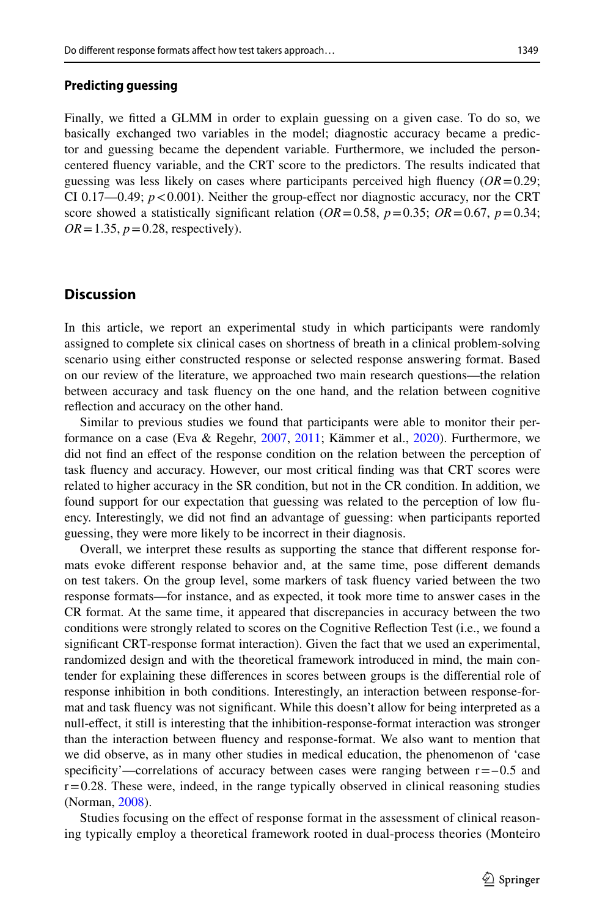### Predicting guessing

Finally, we fitted a GLMM in order to explain guessing on a given case. To do so, we basically exchanged two variables in the model; diagnostic accuracy became a predictor and guessing became the dependent variable. Furthermore, we included the person-centered fluency variable, and the CRT score to the predictors. The results indicated that guessing was less likely on cases where participants perceived high fluency ($OR = 0.29$; CI 0.17—0.49; $p < 0.001$). Neither the group-effect nor diagnostic accuracy, nor the CRT score showed a statistically significant relation ($OR = 0.58$, $p = 0.35$; $OR = 0.67$, $p = 0.34$; $OR = 1.35$, $p = 0.28$, respectively).

## Discussion

In this article, we report an experimental study in which participants were randomly assigned to complete six clinical cases on shortness of breath in a clinical problem-solving scenario using either constructed response or selected response answering format. Based on our review of the literature, we approached two main research questions—the relation between accuracy and task fluency on the one hand, and the relation between cognitive reflection and accuracy on the other hand.

Similar to previous studies we found that participants were able to monitor their performance on a case (Eva & Regehr, 2007, 2011; Kämmer et al., 2020). Furthermore, we did not find an effect of the response condition on the relation between the perception of task fluency and accuracy. However, our most critical finding was that CRT scores were related to higher accuracy in the SR condition, but not in the CR condition. In addition, we found support for our expectation that guessing was related to the perception of low fluency. Interestingly, we did not find an advantage of guessing: when participants reported guessing, they were more likely to be incorrect in their diagnosis.

Overall, we interpret these results as supporting the stance that different response formats evoke different response behavior and, at the same time, pose different demands on test takers. On the group level, some markers of task fluency varied between the two response formats—for instance, and as expected, it took more time to answer cases in the CR format. At the same time, it appeared that discrepancies in accuracy between the two conditions were strongly related to scores on the Cognitive Reflection Test (i.e., we found a significant CRT-response format interaction). Given the fact that we used an experimental, randomized design and with the theoretical framework introduced in mind, the main contender for explaining these differences in scores between groups is the differential role of response inhibition in both conditions. Interestingly, an interaction between response-format and task fluency was not significant. While this doesn't allow for being interpreted as a null-effect, it still is interesting that the inhibition-response-format interaction was stronger than the interaction between fluency and response-format. We also want to mention that we did observe, as in many other studies in medical education, the phenomenon of 'case specificity'—correlations of accuracy between cases were ranging between $r = -0.5$ and $r = 0.28$. These were, indeed, in the range typically observed in clinical reasoning studies (Norman, 2008).

Studies focusing on the effect of response format in the assessment of clinical reasoning typically employ a theoretical framework rooted in dual-process theories (Monteiro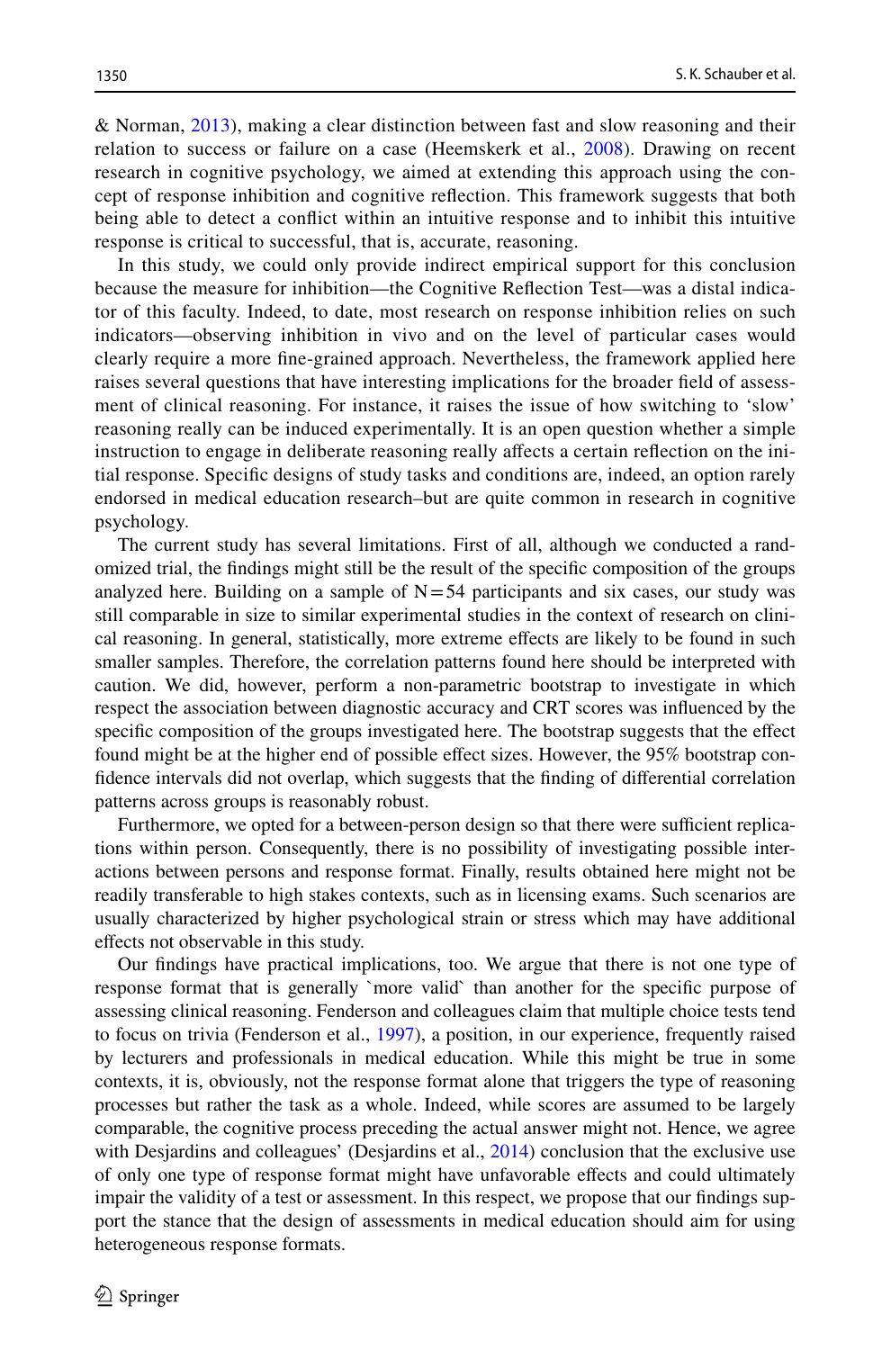& Norman, 2013), making a clear distinction between fast and slow reasoning and their relation to success or failure on a case (Heemskerk et al., 2008). Drawing on recent research in cognitive psychology, we aimed at extending this approach using the concept of response inhibition and cognitive reflection. This framework suggests that both being able to detect a conflict within an intuitive response and to inhibit this intuitive response is critical to successful, that is, accurate, reasoning.

In this study, we could only provide indirect empirical support for this conclusion because the measure for inhibition—the Cognitive Reflection Test—was a distal indicator of this faculty. Indeed, to date, most research on response inhibition relies on such indicators—observing inhibition in vivo and on the level of particular cases would clearly require a more fine-grained approach. Nevertheless, the framework applied here raises several questions that have interesting implications for the broader field of assessment of clinical reasoning. For instance, it raises the issue of how switching to 'slow' reasoning really can be induced experimentally. It is an open question whether a simple instruction to engage in deliberate reasoning really affects a certain reflection on the initial response. Specific designs of study tasks and conditions are, indeed, an option rarely endorsed in medical education research–but are quite common in research in cognitive psychology.

The current study has several limitations. First of all, although we conducted a randomized trial, the findings might still be the result of the specific composition of the groups analyzed here. Building on a sample of $N=54$ participants and six cases, our study was still comparable in size to similar experimental studies in the context of research on clinical reasoning. In general, statistically, more extreme effects are likely to be found in such smaller samples. Therefore, the correlation patterns found here should be interpreted with caution. We did, however, perform a non-parametric bootstrap to investigate in which respect the association between diagnostic accuracy and CRT scores was influenced by the specific composition of the groups investigated here. The bootstrap suggests that the effect found might be at the higher end of possible effect sizes. However, the 95% bootstrap confidence intervals did not overlap, which suggests that the finding of differential correlation patterns across groups is reasonably robust.

Furthermore, we opted for a between-person design so that there were sufficient replications within person. Consequently, there is no possibility of investigating possible interactions between persons and response format. Finally, results obtained here might not be readily transferable to high stakes contexts, such as in licensing exams. Such scenarios are usually characterized by higher psychological strain or stress which may have additional effects not observable in this study.

Our findings have practical implications, too. We argue that there is not one type of response format that is generally `more valid` than another for the specific purpose of assessing clinical reasoning. Fenderson and colleagues claim that multiple choice tests tend to focus on trivia (Fenderson et al., 1997), a position, in our experience, frequently raised by lecturers and professionals in medical education. While this might be true in some contexts, it is, obviously, not the response format alone that triggers the type of reasoning processes but rather the task as a whole. Indeed, while scores are assumed to be largely comparable, the cognitive process preceding the actual answer might not. Hence, we agree with Desjardins and colleagues' (Desjardins et al., 2014) conclusion that the exclusive use of only one type of response format might have unfavorable effects and could ultimately impair the validity of a test or assessment. In this respect, we propose that our findings support the stance that the design of assessments in medical education should aim for using heterogeneous response formats.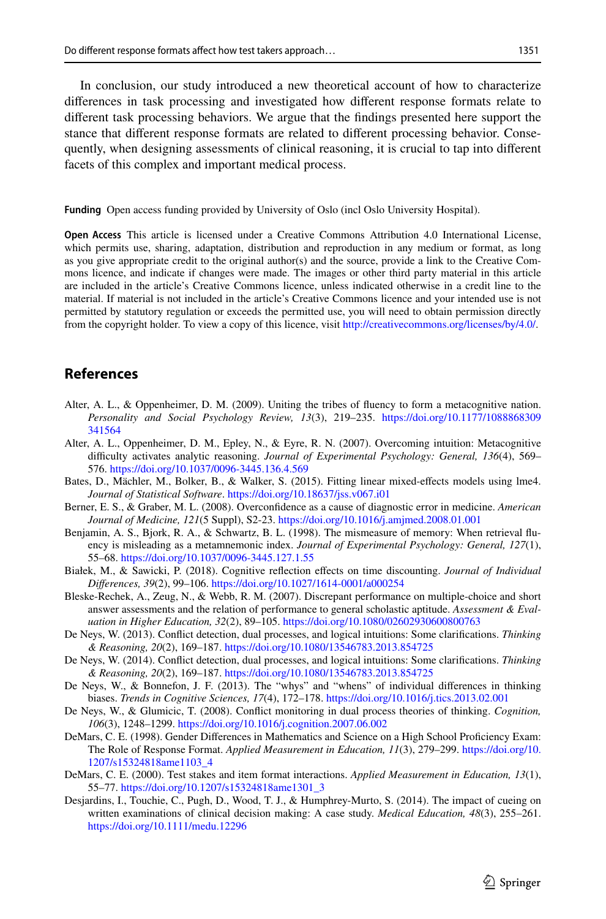In conclusion, our study introduced a new theoretical account of how to characterize differences in task processing and investigated how different response formats relate to different task processing behaviors. We argue that the findings presented here support the stance that different response formats are related to different processing behavior. Consequently, when designing assessments of clinical reasoning, it is crucial to tap into different facets of this complex and important medical process.

**Funding** Open access funding provided by University of Oslo (incl Oslo University Hospital).

**Open Access** This article is licensed under a Creative Commons Attribution 4.0 International License, which permits use, sharing, adaptation, distribution and reproduction in any medium or format, as long as you give appropriate credit to the original author(s) and the source, provide a link to the Creative Commons licence, and indicate if changes were made. The images or other third party material in this article are included in the article's Creative Commons licence, unless indicated otherwise in a credit line to the material. If material is not included in the article's Creative Commons licence and your intended use is not permitted by statutory regulation or exceeds the permitted use, you will need to obtain permission directly from the copyright holder. To view a copy of this licence, visit http://creativecommons.org/licenses/by/4.0/.

## References

Alter, A. L., & Oppenheimer, D. M. (2009). Uniting the tribes of fluency to form a metacognitive nation. *Personality and Social Psychology Review, 13*(3), 219–235. https://doi.org/10.1177/1088868309341564

Alter, A. L., Oppenheimer, D. M., Epley, N., & Eyre, R. N. (2007). Overcoming intuition: Metacognitive difficulty activates analytic reasoning. *Journal of Experimental Psychology: General, 136*(4), 569–576. https://doi.org/10.1037/0096-3445.136.4.569

Bates, D., Mächler, M., Bolker, B., & Walker, S. (2015). Fitting linear mixed-effects models using lme4. *Journal of Statistical Software*. https://doi.org/10.18637/jss.v067.i01

Berner, E. S., & Graber, M. L. (2008). Overconfidence as a cause of diagnostic error in medicine. *American Journal of Medicine, 121*(5 Suppl), S2-23. https://doi.org/10.1016/j.amjmed.2008.01.001

Benjamin, A. S., Bjork, R. A., & Schwartz, B. L. (1998). The mismeasure of memory: When retrieval fluency is misleading as a metamnemonic index. *Journal of Experimental Psychology: General, 127*(1), 55–68. https://doi.org/10.1037/0096-3445.127.1.55

Białek, M., & Sawicki, P. (2018). Cognitive reflection effects on time discounting. *Journal of Individual Differences, 39*(2), 99–106. https://doi.org/10.1027/1614-0001/a000254

Bleske-Rechek, A., Zeug, N., & Webb, R. M. (2007). Discrepant performance on multiple-choice and short answer assessments and the relation of performance to general scholastic aptitude. *Assessment & Evaluation in Higher Education, 32*(2), 89–105. https://doi.org/10.1080/02602930600800763

De Neys, W. (2013). Conflict detection, dual processes, and logical intuitions: Some clarifications. *Thinking & Reasoning, 20*(2), 169–187. https://doi.org/10.1080/13546783.2013.854725

De Neys, W. (2014). Conflict detection, dual processes, and logical intuitions: Some clarifications. *Thinking & Reasoning, 20*(2), 169–187. https://doi.org/10.1080/13546783.2013.854725

De Neys, W., & Bonnefon, J. F. (2013). The "whys" and "whens" of individual differences in thinking biases. *Trends in Cognitive Sciences, 17*(4), 172–178. https://doi.org/10.1016/j.tics.2013.02.001

De Neys, W., & Glumicic, T. (2008). Conflict monitoring in dual process theories of thinking. *Cognition, 106*(3), 1248–1299. https://doi.org/10.1016/j.cognition.2007.06.002

DeMars, C. E. (1998). Gender Differences in Mathematics and Science on a High School Proficiency Exam: The Role of Response Format. *Applied Measurement in Education, 11*(3), 279–299. https://doi.org/10.1207/s15324818ame1103_4

DeMars, C. E. (2000). Test stakes and item format interactions. *Applied Measurement in Education, 13*(1), 55–77. https://doi.org/10.1207/s15324818ame1301_3

Desjardins, I., Touchie, C., Pugh, D., Wood, T. J., & Humphrey-Murto, S. (2014). The impact of cueing on written examinations of clinical decision making: A case study. *Medical Education, 48*(3), 255–261. https://doi.org/10.1111/medu.12296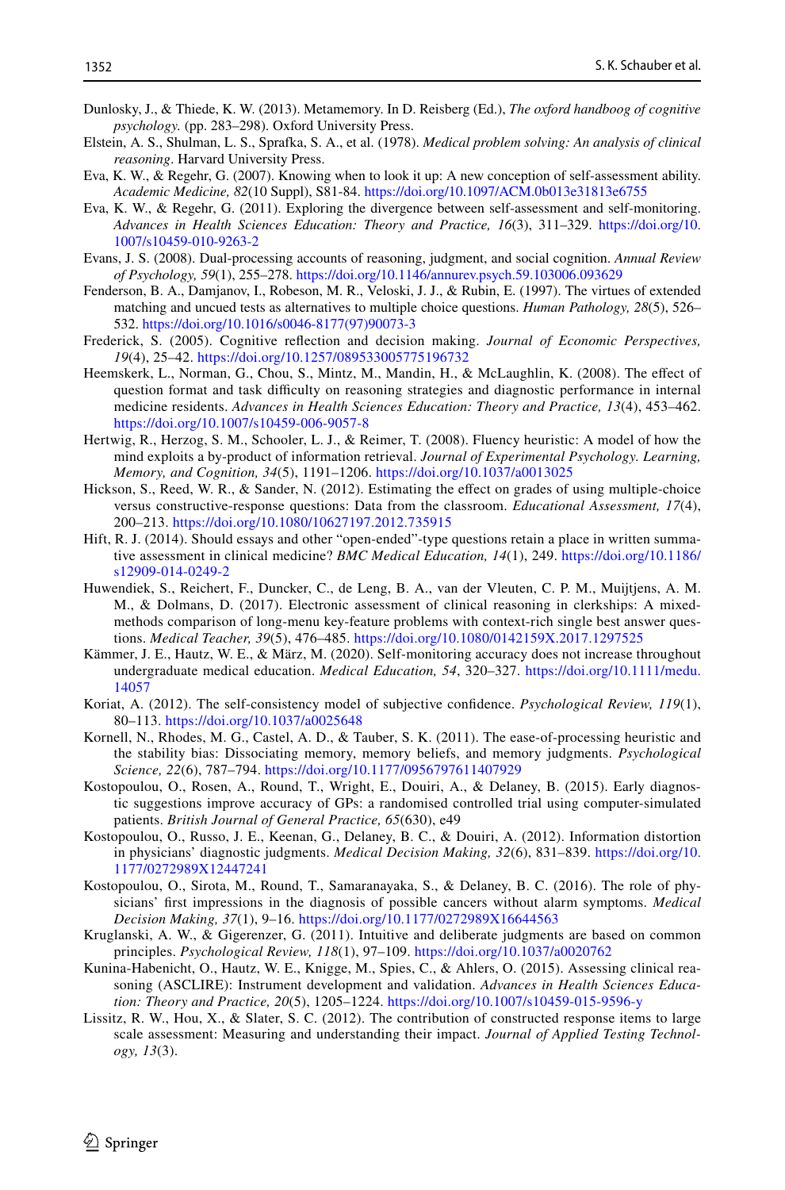Dunlosky, J., & Thiede, K. W. (2013). Metamemory. In D. Reisberg (Ed.), *The oxford handboog of cognitive psychology.* (pp. 283–298). Oxford University Press.

Elstein, A. S., Shulman, L. S., Sprafka, S. A., et al. (1978). *Medical problem solving: An analysis of clinical reasoning*. Harvard University Press.

Eva, K. W., & Regehr, G. (2007). Knowing when to look it up: A new conception of self-assessment ability. *Academic Medicine, 82*(10 Suppl), S81-84. https://doi.org/10.1097/ACM.0b013e31813e6755

Eva, K. W., & Regehr, G. (2011). Exploring the divergence between self-assessment and self-monitoring. *Advances in Health Sciences Education: Theory and Practice, 16*(3), 311–329. https://doi.org/10.1007/s10459-010-9263-2

Evans, J. S. (2008). Dual-processing accounts of reasoning, judgment, and social cognition. *Annual Review of Psychology, 59*(1), 255–278. https://doi.org/10.1146/annurev.psych.59.103006.093629

Fenderson, B. A., Damjanov, I., Robeson, M. R., Veloski, J. J., & Rubin, E. (1997). The virtues of extended matching and uncued tests as alternatives to multiple choice questions. *Human Pathology, 28*(5), 526–532. https://doi.org/10.1016/s0046-8177(97)90073-3

Frederick, S. (2005). Cognitive reflection and decision making. *Journal of Economic Perspectives, 19*(4), 25–42. https://doi.org/10.1257/089533005775196732

Heemskerk, L., Norman, G., Chou, S., Mintz, M., Mandin, H., & McLaughlin, K. (2008). The effect of question format and task difficulty on reasoning strategies and diagnostic performance in internal medicine residents. *Advances in Health Sciences Education: Theory and Practice, 13*(4), 453–462. https://doi.org/10.1007/s10459-006-9057-8

Hertwig, R., Herzog, S. M., Schooler, L. J., & Reimer, T. (2008). Fluency heuristic: A model of how the mind exploits a by-product of information retrieval. *Journal of Experimental Psychology. Learning, Memory, and Cognition, 34*(5), 1191–1206. https://doi.org/10.1037/a0013025

Hickson, S., Reed, W. R., & Sander, N. (2012). Estimating the effect on grades of using multiple-choice versus constructive-response questions: Data from the classroom. *Educational Assessment, 17*(4), 200–213. https://doi.org/10.1080/10627197.2012.735915

Hift, R. J. (2014). Should essays and other "open-ended"-type questions retain a place in written summative assessment in clinical medicine? *BMC Medical Education, 14*(1), 249. https://doi.org/10.1186/s12909-014-0249-2

Huwendiek, S., Reichert, F., Duncker, C., de Leng, B. A., van der Vleuten, C. P. M., Muijtjens, A. M. M., & Dolmans, D. (2017). Electronic assessment of clinical reasoning in clerkships: A mixed-methods comparison of long-menu key-feature problems with context-rich single best answer questions. *Medical Teacher, 39*(5), 476–485. https://doi.org/10.1080/0142159X.2017.1297525

Kämmer, J. E., Hautz, W. E., & März, M. (2020). Self-monitoring accuracy does not increase throughout undergraduate medical education. *Medical Education, 54*, 320–327. https://doi.org/10.1111/medu.14057

Koriat, A. (2012). The self-consistency model of subjective confidence. *Psychological Review, 119*(1), 80–113. https://doi.org/10.1037/a0025648

Kornell, N., Rhodes, M. G., Castel, A. D., & Tauber, S. K. (2011). The ease-of-processing heuristic and the stability bias: Dissociating memory, memory beliefs, and memory judgments. *Psychological Science, 22*(6), 787–794. https://doi.org/10.1177/0956797611407929

Kostopoulou, O., Rosen, A., Round, T., Wright, E., Douiri, A., & Delaney, B. (2015). Early diagnostic suggestions improve accuracy of GPs: a randomised controlled trial using computer-simulated patients. *British Journal of General Practice, 65*(630), e49

Kostopoulou, O., Russo, J. E., Keenan, G., Delaney, B. C., & Douiri, A. (2012). Information distortion in physicians' diagnostic judgments. *Medical Decision Making, 32*(6), 831–839. https://doi.org/10.1177/0272989X12447241

Kostopoulou, O., Sirota, M., Round, T., Samaranayaka, S., & Delaney, B. C. (2016). The role of physicians' first impressions in the diagnosis of possible cancers without alarm symptoms. *Medical Decision Making, 37*(1), 9–16. https://doi.org/10.1177/0272989X16644563

Kruglanski, A. W., & Gigerenzer, G. (2011). Intuitive and deliberate judgments are based on common principles. *Psychological Review, 118*(1), 97–109. https://doi.org/10.1037/a0020762

Kunina-Habenicht, O., Hautz, W. E., Knigge, M., Spies, C., & Ahlers, O. (2015). Assessing clinical reasoning (ASCLIRE): Instrument development and validation. *Advances in Health Sciences Education: Theory and Practice, 20*(5), 1205–1224. https://doi.org/10.1007/s10459-015-9596-y

Lissitz, R. W., Hou, X., & Slater, S. C. (2012). The contribution of constructed response items to large scale assessment: Measuring and understanding their impact. *Journal of Applied Testing Technology, 13*(3).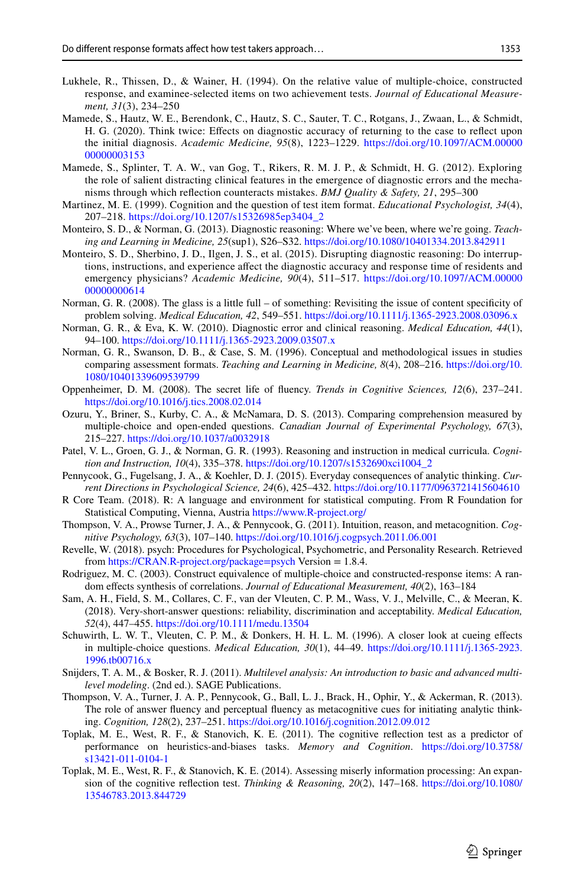Lukhele, R., Thissen, D., & Wainer, H. (1994). On the relative value of multiple-choice, constructed response, and examinee-selected items on two achievement tests. *Journal of Educational Measurement, 31*(3), 234–250

Mamede, S., Hautz, W. E., Berendonk, C., Hautz, S. C., Sauter, T. C., Rotgans, J., Zwaan, L., & Schmidt, H. G. (2020). Think twice: Effects on diagnostic accuracy of returning to the case to reflect upon the initial diagnosis. *Academic Medicine, 95*(8), 1223–1229. https://doi.org/10.1097/ACM.0000000000003153

Mamede, S., Splinter, T. A. W., van Gog, T., Rikers, R. M. J. P., & Schmidt, H. G. (2012). Exploring the role of salient distracting clinical features in the emergence of diagnostic errors and the mechanisms through which reflection counteracts mistakes. *BMJ Quality & Safety, 21*, 295–300

Martinez, M. E. (1999). Cognition and the question of test item format. *Educational Psychologist, 34*(4), 207–218. https://doi.org/10.1207/s15326985ep3404_2

Monteiro, S. D., & Norman, G. (2013). Diagnostic reasoning: Where we've been, where we're going. *Teaching and Learning in Medicine, 25*(sup1), S26–S32. https://doi.org/10.1080/10401334.2013.842911

Monteiro, S. D., Sherbino, J. D., Ilgen, J. S., et al. (2015). Disrupting diagnostic reasoning: Do interruptions, instructions, and experience affect the diagnostic accuracy and response time of residents and emergency physicians? *Academic Medicine, 90*(4), 511–517. https://doi.org/10.1097/ACM.0000000000000614

Norman, G. R. (2008). The glass is a little full – of something: Revisiting the issue of content specificity of problem solving. *Medical Education, 42*, 549–551. https://doi.org/10.1111/j.1365-2923.2008.03096.x

Norman, G. R., & Eva, K. W. (2010). Diagnostic error and clinical reasoning. *Medical Education, 44*(1), 94–100. https://doi.org/10.1111/j.1365-2923.2009.03507.x

Norman, G. R., Swanson, D. B., & Case, S. M. (1996). Conceptual and methodological issues in studies comparing assessment formats. *Teaching and Learning in Medicine, 8*(4), 208–216. https://doi.org/10.1080/10401339609539799

Oppenheimer, D. M. (2008). The secret life of fluency. *Trends in Cognitive Sciences, 12*(6), 237–241. https://doi.org/10.1016/j.tics.2008.02.014

Ozuru, Y., Briner, S., Kurby, C. A., & McNamara, D. S. (2013). Comparing comprehension measured by multiple-choice and open-ended questions. *Canadian Journal of Experimental Psychology, 67*(3), 215–227. https://doi.org/10.1037/a0032918

Patel, V. L., Groen, G. J., & Norman, G. R. (1993). Reasoning and instruction in medical curricula. *Cognition and Instruction, 10*(4), 335–378. https://doi.org/10.1207/s1532690xci1004_2

Pennycook, G., Fugelsang, J. A., & Koehler, D. J. (2015). Everyday consequences of analytic thinking. *Current Directions in Psychological Science, 24*(6), 425–432. https://doi.org/10.1177/0963721415604610

R Core Team. (2018). R: A language and environment for statistical computing. From R Foundation for Statistical Computing, Vienna, Austria https://www.R-project.org/

Thompson, V. A., Prowse Turner, J. A., & Pennycook, G. (2011). Intuition, reason, and metacognition. *Cognitive Psychology, 63*(3), 107–140. https://doi.org/10.1016/j.cogpsych.2011.06.001

Revelle, W. (2018). psych: Procedures for Psychological, Psychometric, and Personality Research. Retrieved from https://CRAN.R-project.org/package=psych Version = 1.8.4.

Rodriguez, M. C. (2003). Construct equivalence of multiple-choice and constructed-response items: A random effects synthesis of correlations. *Journal of Educational Measurement, 40*(2), 163–184

Sam, A. H., Field, S. M., Collares, C. F., van der Vleuten, C. P. M., Wass, V. J., Melville, C., & Meeran, K. (2018). Very-short-answer questions: reliability, discrimination and acceptability. *Medical Education, 52*(4), 447–455. https://doi.org/10.1111/medu.13504

Schuwirth, L. W. T., Vleuten, C. P. M., & Donkers, H. H. L. M. (1996). A closer look at cueing effects in multiple-choice questions. *Medical Education, 30*(1), 44–49. https://doi.org/10.1111/j.1365-2923.1996.tb00716.x

Snijders, T. A. M., & Bosker, R. J. (2011). *Multilevel analysis: An introduction to basic and advanced multilevel modeling*. (2nd ed.). SAGE Publications.

Thompson, V. A., Turner, J. A. P., Pennycook, G., Ball, L. J., Brack, H., Ophir, Y., & Ackerman, R. (2013). The role of answer fluency and perceptual fluency as metacognitive cues for initiating analytic thinking. *Cognition, 128*(2), 237–251. https://doi.org/10.1016/j.cognition.2012.09.012

Toplak, M. E., West, R. F., & Stanovich, K. E. (2011). The cognitive reflection test as a predictor of performance on heuristics-and-biases tasks. *Memory and Cognition*. https://doi.org/10.3758/s13421-011-0104-1

Toplak, M. E., West, R. F., & Stanovich, K. E. (2014). Assessing miserly information processing: An expansion of the cognitive reflection test. *Thinking & Reasoning, 20*(2), 147–168. https://doi.org/10.1080/13546783.2013.844729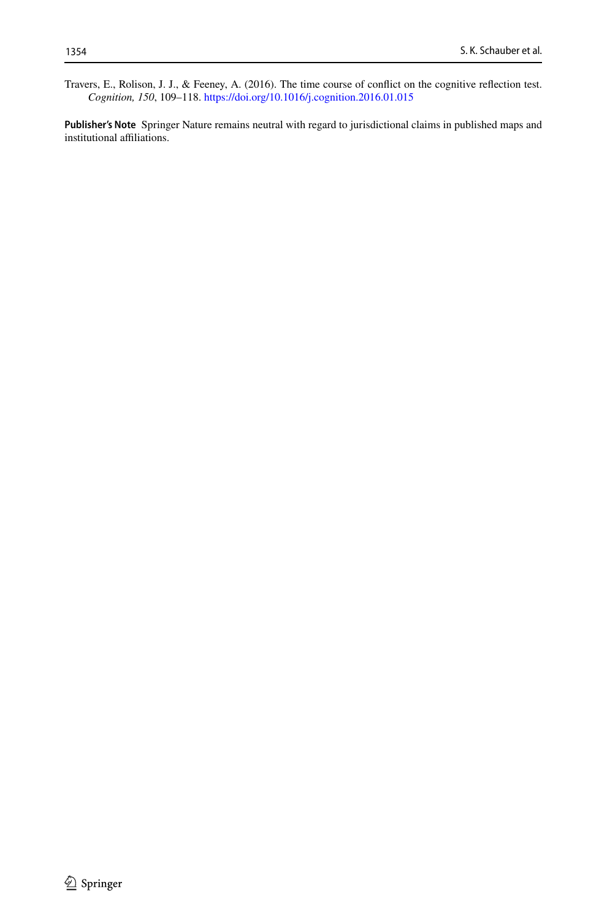Travers, E., Rolison, J. J., & Feeney, A. (2016). The time course of conflict on the cognitive reflection test. *Cognition, 150*, 109–118. https://doi.org/10.1016/j.cognition.2016.01.015

**Publisher's Note** Springer Nature remains neutral with regard to jurisdictional claims in published maps and institutional affiliations.